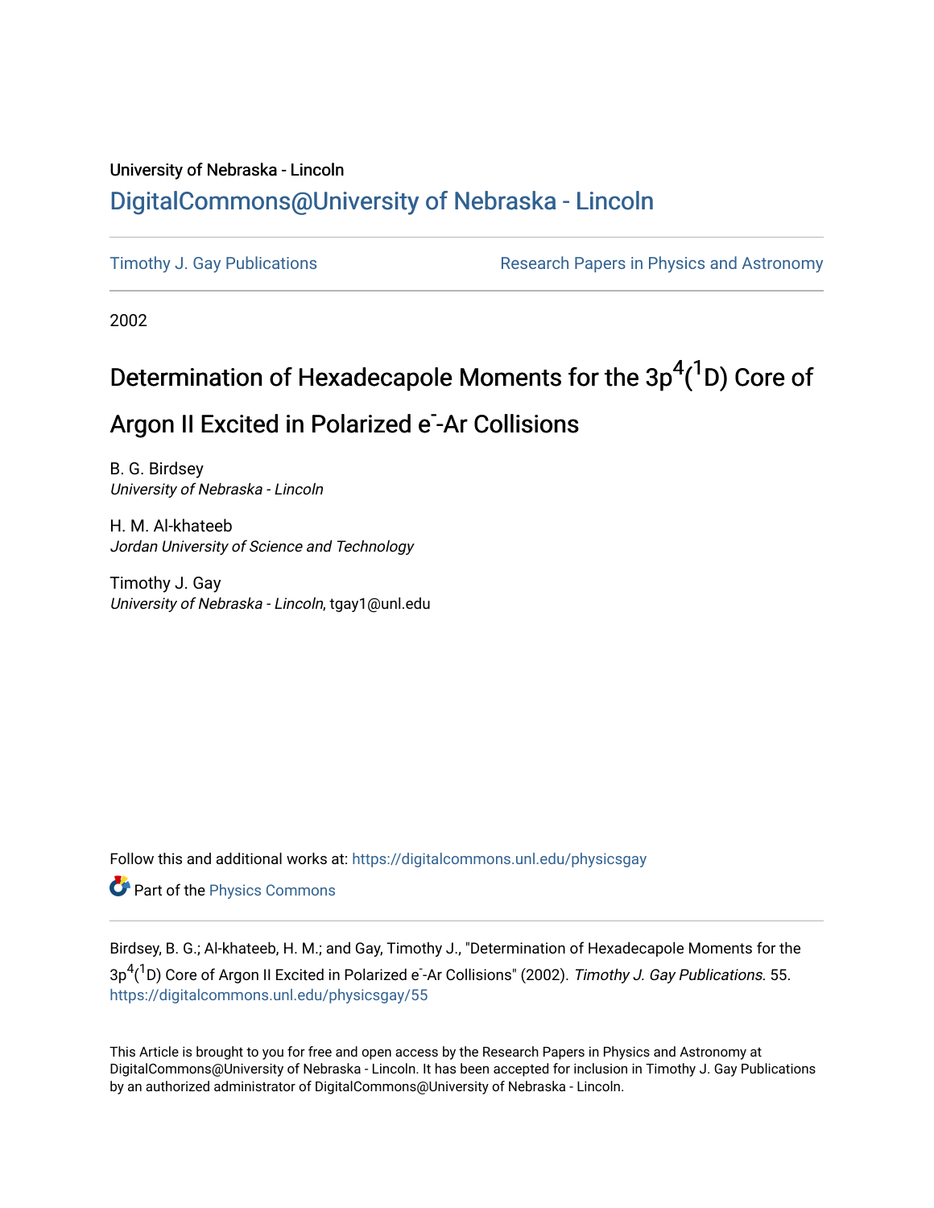University of Nebraska - Lincoln

## DigitalCommons@University of Nebraska - Lincoln

Timothy J. Gay Publications

Research Papers in Physics and Astronomy

2002

# Determination of Hexadecapole Moments for the $3p^4(^1D)$ Core of Argon II Excited in Polarized $e^-$-Ar Collisions

B. G. Birdsey
*University of Nebraska - Lincoln*

H. M. Al-khateeb
*Jordan University of Science and Technology*

Timothy J. Gay
*University of Nebraska - Lincoln*, tgay1@unl.edu

Follow this and additional works at: https://digitalcommons.unl.edu/physicsgay

Part of the Physics Commons

Birdsey, B. G.; Al-khateeb, H. M.; and Gay, Timothy J., "Determination of Hexadecapole Moments for the $3p^4(^1D)$ Core of Argon II Excited in Polarized $e^-$-Ar Collisions" (2002). *Timothy J. Gay Publications.* 55.
https://digitalcommons.unl.edu/physicsgay/55

This Article is brought to you for free and open access by the Research Papers in Physics and Astronomy at DigitalCommons@University of Nebraska - Lincoln. It has been accepted for inclusion in Timothy J. Gay Publications by an authorized administrator of DigitalCommons@University of Nebraska - Lincoln.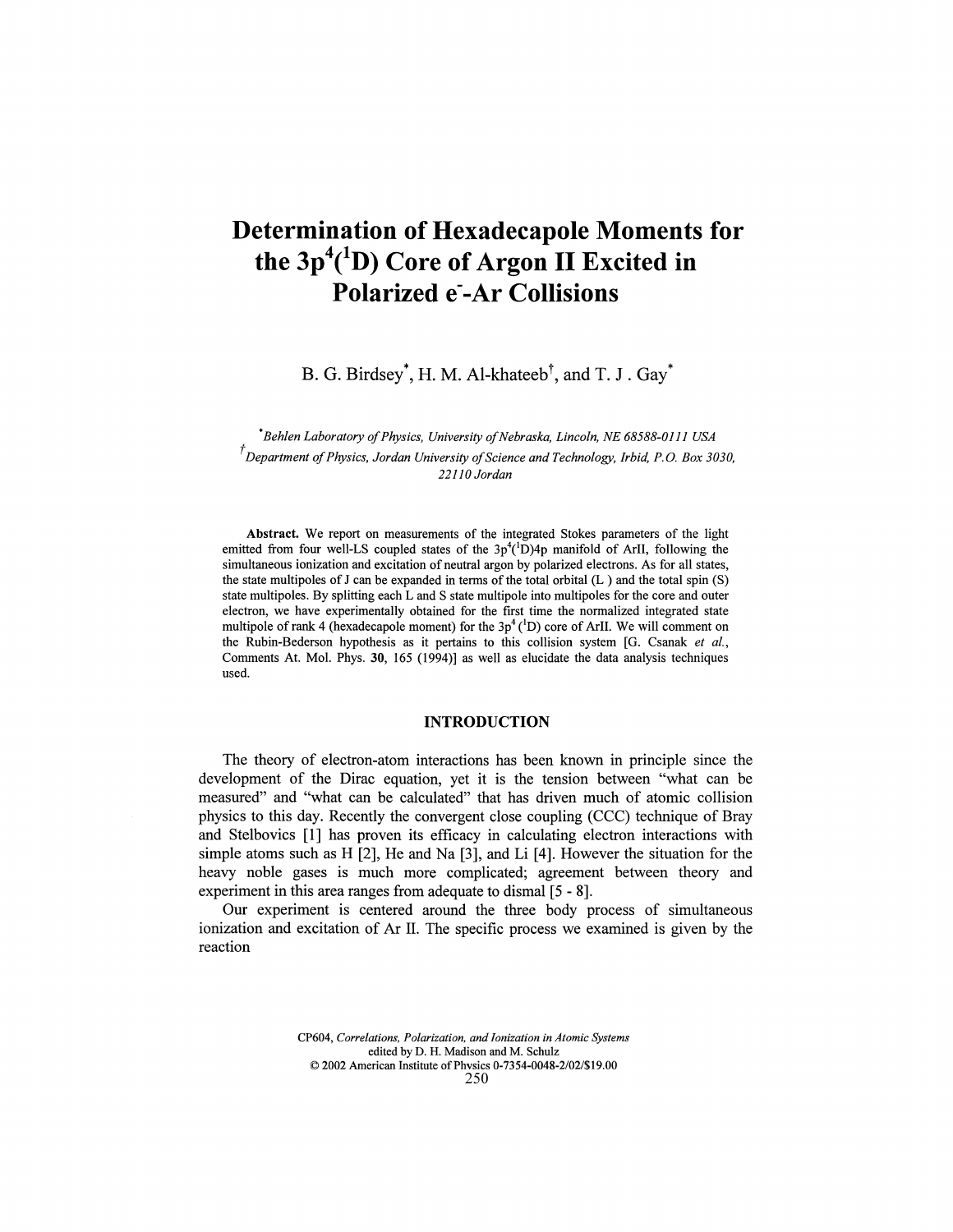# Determination of Hexadecapole Moments for the $3p^4(^1D)$ Core of Argon II Excited in Polarized $e^-$-Ar Collisions

B. G. Birdsey[*], H. M. Al-khateeb[†], and T. J. Gay[*]

[*] *Behlen Laboratory of Physics, University of Nebraska, Lincoln, NE 68588-0111 USA*

[†] *Department of Physics, Jordan University of Science and Technology, Irbid, P.O. Box 3030, 22110 Jordan*

**Abstract.** We report on measurements of the integrated Stokes parameters of the light emitted from four well-LS coupled states of the $3p^4(^1D)4p$ manifold of ArII, following the simultaneous ionization and excitation of neutral argon by polarized electrons. As for all states, the state multipoles of J can be expanded in terms of the total orbital (L) and the total spin (S) state multipoles. By splitting each L and S state multipole into multipoles for the core and outer electron, we have experimentally obtained for the first time the normalized integrated state multipole of rank 4 (hexadecapole moment) for the $3p^4(^1D)$ core of ArII. We will comment on the Rubin-Bederson hypothesis as it pertains to this collision system [G. Csanak *et al.*, Comments At. Mol. Phys. **30**, 165 (1994)] as well as elucidate the data analysis techniques used.

## INTRODUCTION

The theory of electron-atom interactions has been known in principle since the development of the Dirac equation, yet it is the tension between "what can be measured" and "what can be calculated" that has driven much of atomic collision physics to this day. Recently the convergent close coupling (CCC) technique of Bray and Stelbovics [1] has proven its efficacy in calculating electron interactions with simple atoms such as H [2], He and Na [3], and Li [4]. However the situation for the heavy noble gases is much more complicated; agreement between theory and experiment in this area ranges from adequate to dismal [5 - 8].

Our experiment is centered around the three body process of simultaneous ionization and excitation of Ar II. The specific process we examined is given by the reaction

CP604, *Correlations, Polarization, and Ionization in Atomic Systems*
edited by D. H. Madison and M. Schulz
© 2002 American Institute of Physics 0-7354-0048-2/02/$19.00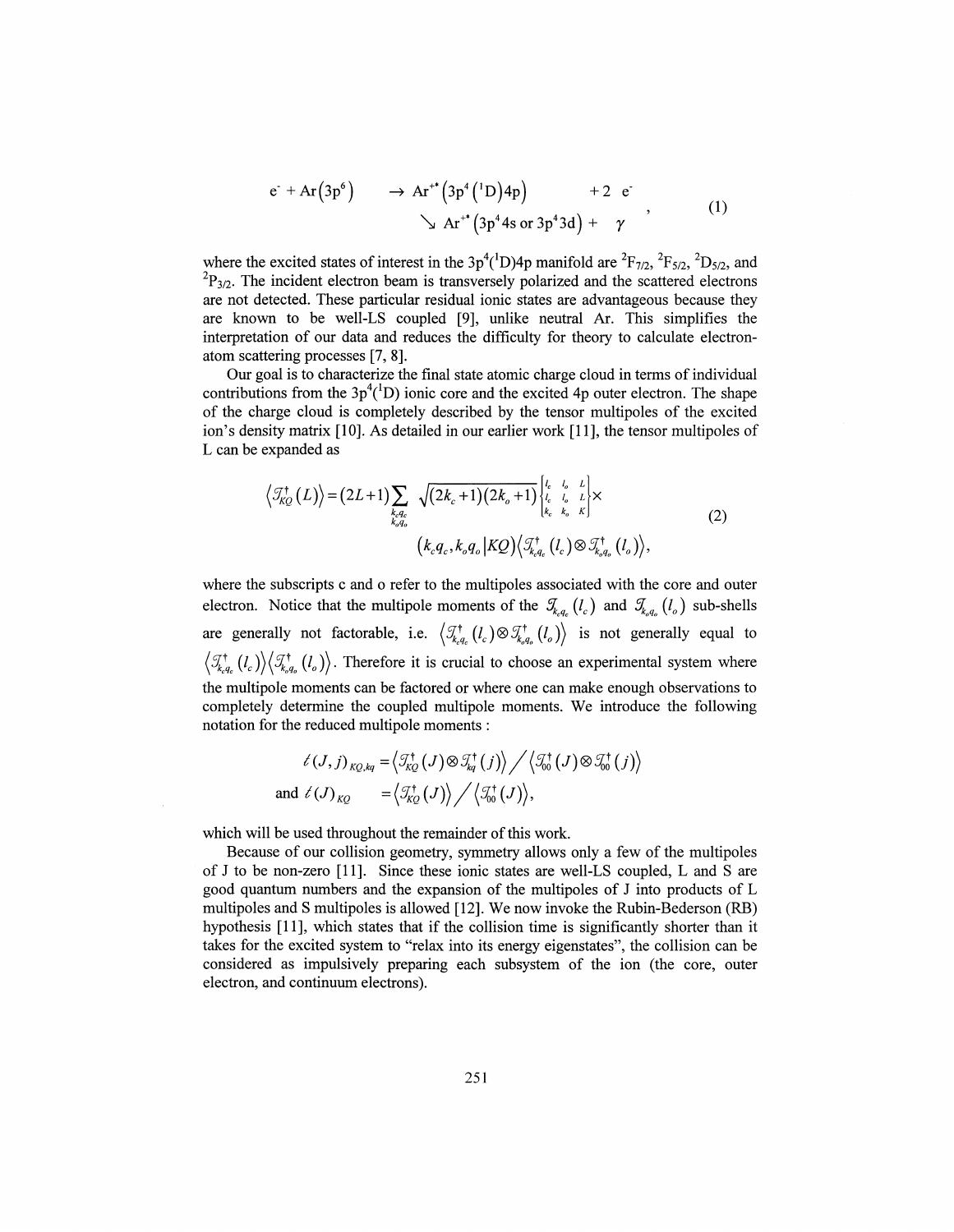$$
\begin{aligned}
e^- + \mathrm{Ar}\left(3p^6\right) \quad &\rightarrow \mathrm{Ar}^{+*}\left(3p^4\left({}^1D\right)4p\right) \qquad + 2\ e^- \\
&\searrow \mathrm{Ar}^{+*}\left(3p^4 4s \text{ or } 3p^4 3d\right) + \quad \gamma
\end{aligned} \quad , \tag{1}
$$

where the excited states of interest in the $3p^4(^1D)4p$ manifold are $^2F_{7/2}$, $^2F_{5/2}$, $^2D_{5/2}$, and $^2P_{3/2}$. The incident electron beam is transversely polarized and the scattered electrons are not detected. These particular residual ionic states are advantageous because they are known to be well-LS coupled [9], unlike neutral Ar. This simplifies the interpretation of our data and reduces the difficulty for theory to calculate electron-atom scattering processes [7, 8].

Our goal is to characterize the final state atomic charge cloud in terms of individual contributions from the $3p^4(^1D)$ ionic core and the excited 4p outer electron. The shape of the charge cloud is completely described by the tensor multipoles of the excited ion's density matrix [10]. As detailed in our earlier work [11], the tensor multipoles of L can be expanded as

$$
\begin{aligned}
\left\langle \mathcal{T}_{KQ}^{\dagger}(L)\right\rangle = (2L+1)\sum_{\substack{k_c q_c \\ k_o q_o}} \sqrt{(2k_c+1)(2k_o+1)} \begin{Bmatrix} l_c & l_o & L \\ l_c & l_o & L \\ k_c & k_o & K \end{Bmatrix} \times \\
\left(k_c q_c, k_o q_o \middle| KQ\right) \left\langle \mathcal{T}_{k_c q_c}^{\dagger}(l_c) \otimes \mathcal{T}_{k_o q_o}^{\dagger}(l_o)\right\rangle,
\end{aligned} \tag{2}
$$

where the subscripts c and o refer to the multipoles associated with the core and outer electron. Notice that the multipole moments of the $\mathcal{T}_{k_c q_c}(l_c)$ and $\mathcal{T}_{k_o q_o}(l_o)$ sub-shells are generally not factorable, i.e. $\left\langle \mathcal{T}_{k_c q_c}^{\dagger}(l_c) \otimes \mathcal{T}_{k_o q_o}^{\dagger}(l_o)\right\rangle$ is not generally equal to $\left\langle \mathcal{T}_{k_c q_c}^{\dagger}(l_c)\right\rangle \left\langle \mathcal{T}_{k_o q_o}^{\dagger}(l_o)\right\rangle$. Therefore it is crucial to choose an experimental system where the multipole moments can be factored or where one can make enough observations to completely determine the coupled multipole moments. We introduce the following notation for the reduced multipole moments :

$$
\begin{aligned}
t(J,j)_{KQ,kq} &= \left\langle \mathcal{T}_{KQ}^{\dagger}(J) \otimes \mathcal{T}_{kq}^{\dagger}(j)\right\rangle \Big/ \left\langle \mathcal{T}_{00}^{\dagger}(J) \otimes \mathcal{T}_{00}^{\dagger}(j)\right\rangle \\
\text{and } t(J)_{KQ} &= \left\langle \mathcal{T}_{KQ}^{\dagger}(J)\right\rangle \Big/ \left\langle \mathcal{T}_{00}^{\dagger}(J)\right\rangle,
\end{aligned}
$$

which will be used throughout the remainder of this work.

Because of our collision geometry, symmetry allows only a few of the multipoles of J to be non-zero [11]. Since these ionic states are well-LS coupled, L and S are good quantum numbers and the expansion of the multipoles of J into products of L multipoles and S multipoles is allowed [12]. We now invoke the Rubin-Bederson (RB) hypothesis [11], which states that if the collision time is significantly shorter than it takes for the excited system to "relax into its energy eigenstates", the collision can be considered as impulsively preparing each subsystem of the ion (the core, outer electron, and continuum electrons).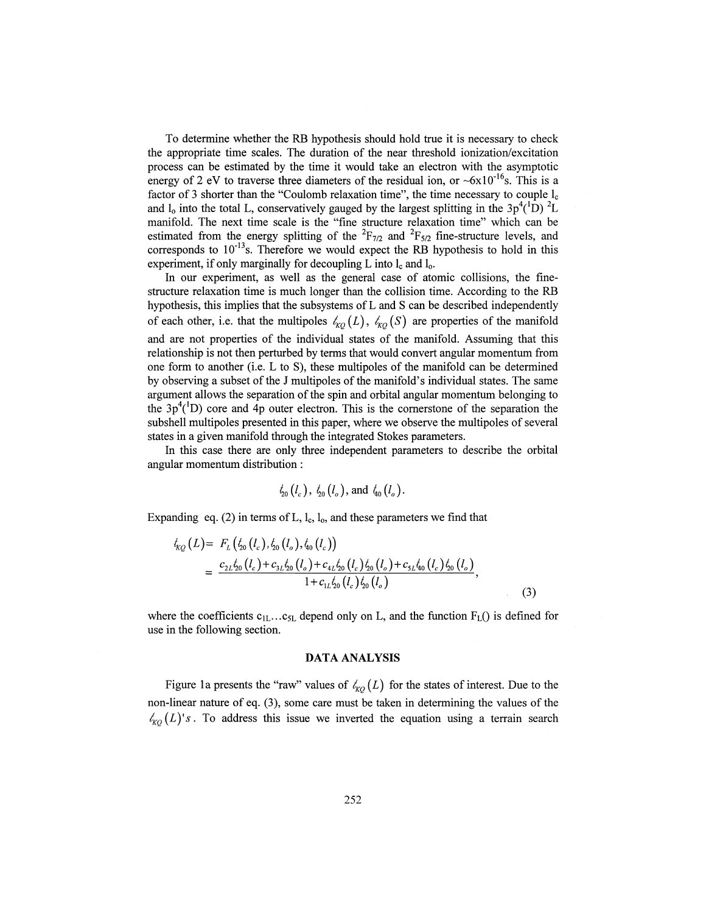To determine whether the RB hypothesis should hold true it is necessary to check the appropriate time scales. The duration of the near threshold ionization/excitation process can be estimated by the time it would take an electron with the asymptotic energy of 2 eV to traverse three diameters of the residual ion, or $\sim 6\text{x}10^{-16}$s. This is a factor of 3 shorter than the "Coulomb relaxation time", the time necessary to couple $l_c$ and $l_o$ into the total L, conservatively gauged by the largest splitting in the $3p^4(^1D)\ ^2L$ manifold. The next time scale is the "fine structure relaxation time" which can be estimated from the energy splitting of the $^2F_{7/2}$ and $^2F_{5/2}$ fine-structure levels, and corresponds to $10^{-13}$s. Therefore we would expect the RB hypothesis to hold in this experiment, if only marginally for decoupling L into $l_c$ and $l_o$.

In our experiment, as well as the general case of atomic collisions, the fine-structure relaxation time is much longer than the collision time. According to the RB hypothesis, this implies that the subsystems of L and S can be described independently of each other, i.e. that the multipoles $t_{KQ}(L)$, $t_{KQ}(S)$ are properties of the manifold and are not properties of the individual states of the manifold. Assuming that this relationship is not then perturbed by terms that would convert angular momentum from one form to another (i.e. L to S), these multipoles of the manifold can be determined by observing a subset of the J multipoles of the manifold's individual states. The same argument allows the separation of the spin and orbital angular momentum belonging to the $3p^4(^1D)$ core and 4p outer electron. This is the cornerstone of the separation the subshell multipoles presented in this paper, where we observe the multipoles of several states in a given manifold through the integrated Stokes parameters.

In this case there are only three independent parameters to describe the orbital angular momentum distribution :

$$t_{20}(l_c),\ t_{20}(l_o),\ \text{and}\ t_{40}(l_o).$$

Expanding eq. (2) in terms of L, $l_c$, $l_o$, and these parameters we find that

$$t_{KQ}(L) = F_L\left(t_{20}(l_c), t_{20}(l_o), t_{40}(l_c)\right) = \frac{c_{2L}t_{20}(l_c) + c_{3L}t_{20}(l_o) + c_{4L}t_{20}(l_c)t_{20}(l_o) + c_{5L}t_{40}(l_c)t_{20}(l_o)}{1 + c_{1L}t_{20}(l_c)t_{20}(l_o)}, \tag{3}$$

where the coefficients $c_{1L} \ldots c_{5L}$ depend only on L, and the function $F_L()$ is defined for use in the following section.

## DATA ANALYSIS

Figure 1a presents the "raw" values of $t_{KQ}(L)$ for the states of interest. Due to the non-linear nature of eq. (3), some care must be taken in determining the values of the $t_{KQ}(L)$'s. To address this issue we inverted the equation using a terrain search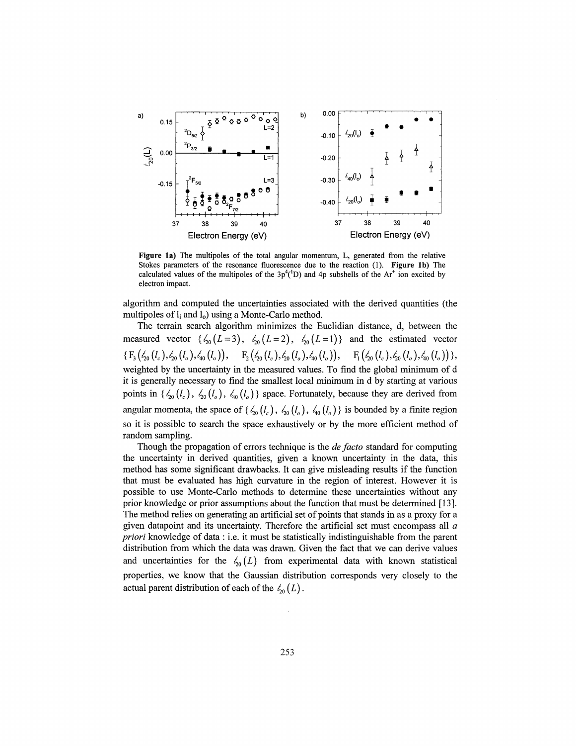**Figure 1a)** The multipoles of the total angular momentum, L, generated from the relative Stokes parameters of the resonance fluorescence due to the reaction (1). **Figure 1b)** The calculated values of the multipoles of the $3p^4(^1D)$ and 4p subshells of the $Ar^+$ ion excited by electron impact.

algorithm and computed the uncertainties associated with the derived quantities (the multipoles of $l_i$ and $l_o$) using a Monte-Carlo method.

The terrain search algorithm minimizes the Euclidian distance, d, between the measured vector $\{\ell_{20}(L=3),\ \ell_{20}(L=2),\ \ell_{20}(L=1)\}$ and the estimated vector $\{F_3(\ell_{20}(l_c),\ell_{20}(l_o),\ell_{40}(l_o)),\ \ F_2(\ell_{20}(l_c),\ell_{20}(l_o),\ell_{40}(l_o)),\ \ F_1(\ell_{20}(l_c),\ell_{20}(l_o),\ell_{40}(l_o))\}$, weighted by the uncertainty in the measured values. To find the global minimum of d it is generally necessary to find the smallest local minimum in d by starting at various points in $\{\ell_{20}(l_c),\ \ell_{20}(l_o),\ \ell_{40}(l_o)\}$ space. Fortunately, because they are derived from angular momenta, the space of $\{\ell_{20}(l_c),\ \ell_{20}(l_o),\ \ell_{40}(l_o)\}$ is bounded by a finite region so it is possible to search the space exhaustively or by the more efficient method of random sampling.

Though the propagation of errors technique is the *de facto* standard for computing the uncertainty in derived quantities, given a known uncertainty in the data, this method has some significant drawbacks. It can give misleading results if the function that must be evaluated has high curvature in the region of interest. However it is possible to use Monte-Carlo methods to determine these uncertainties without any prior knowledge or prior assumptions about the function that must be determined [13]. The method relies on generating an artificial set of points that stands in as a proxy for a given datapoint and its uncertainty. Therefore the artificial set must encompass all *a priori* knowledge of data : i.e. it must be statistically indistinguishable from the parent distribution from which the data was drawn. Given the fact that we can derive values and uncertainties for the $\ell_{20}(L)$ from experimental data with known statistical properties, we know that the Gaussian distribution corresponds very closely to the actual parent distribution of each of the $\ell_{20}(L)$.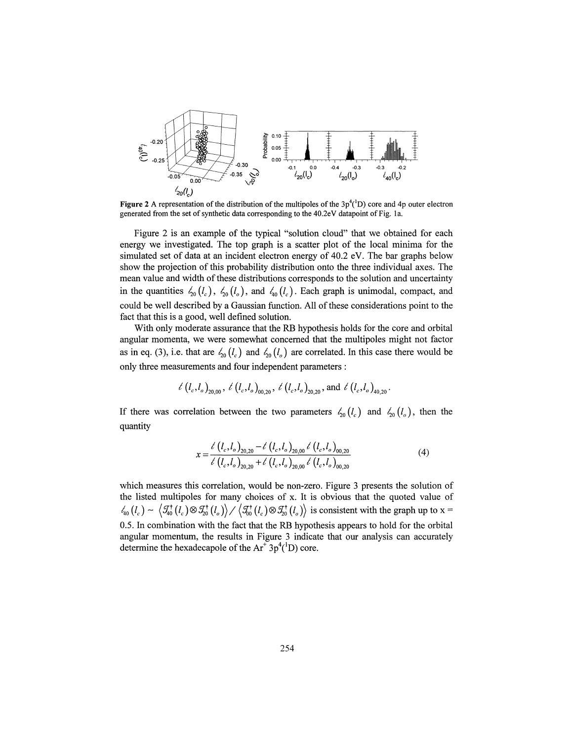**Figure 2** A representation of the distribution of the multipoles of the $3p^4(^1D)$ core and 4p outer electron generated from the set of synthetic data corresponding to the 40.2eV datapoint of Fig. 1a.

Figure 2 is an example of the typical "solution cloud" that we obtained for each energy we investigated. The top graph is a scatter plot of the local minima for the simulated set of data at an incident electron energy of 40.2 eV. The bar graphs below show the projection of this probability distribution onto the three individual axes. The mean value and width of these distributions corresponds to the solution and uncertainty in the quantities $\ell_{20}(l_c)$, $\ell_{20}(l_o)$, and $\ell_{40}(l_c)$. Each graph is unimodal, compact, and could be well described by a Gaussian function. All of these considerations point to the fact that this is a good, well defined solution.

With only moderate assurance that the RB hypothesis holds for the core and orbital angular momenta, we were somewhat concerned that the multipoles might not factor as in eq. (3), i.e. that are $\ell_{20}(l_c)$ and $\ell_{20}(l_o)$ are correlated. In this case there would be only three measurements and four independent parameters :

$$\ell(l_c,l_o)_{20,00},\ \ell(l_c,l_o)_{00,20},\ \ell(l_c,l_o)_{20,20},\ \text{and}\ \ell(l_c,l_o)_{40,20}.$$

If there was correlation between the two parameters $\ell_{20}(l_c)$ and $\ell_{20}(l_o)$, then the quantity

$$x=\frac{\ell(l_c,l_o)_{20,20}-\ell(l_c,l_o)_{20,00}\,\ell(l_c,l_o)_{00,20}}{\ell(l_c,l_o)_{20,20}+\ell(l_c,l_o)_{20,00}\,\ell(l_c,l_o)_{00,20}} \tag{4}$$

which measures this correlation, would be non-zero. Figure 3 presents the solution of the listed multipoles for many choices of x. It is obvious that the quoted value of $\ell_{40}(l_c) \sim \left\langle \mathcal{T}_{40}^{\dagger}(l_c)\otimes\mathcal{T}_{20}^{\dagger}(l_o)\right\rangle / \left\langle \mathcal{T}_{00}^{\dagger}(l_c)\otimes\mathcal{T}_{20}^{\dagger}(l_o)\right\rangle$ is consistent with the graph up to x = 0.5. In combination with the fact that the RB hypothesis appears to hold for the orbital angular momentum, the results in Figure 3 indicate that our analysis can accurately determine the hexadecapole of the $Ar^+$ $3p^4(^1D)$ core.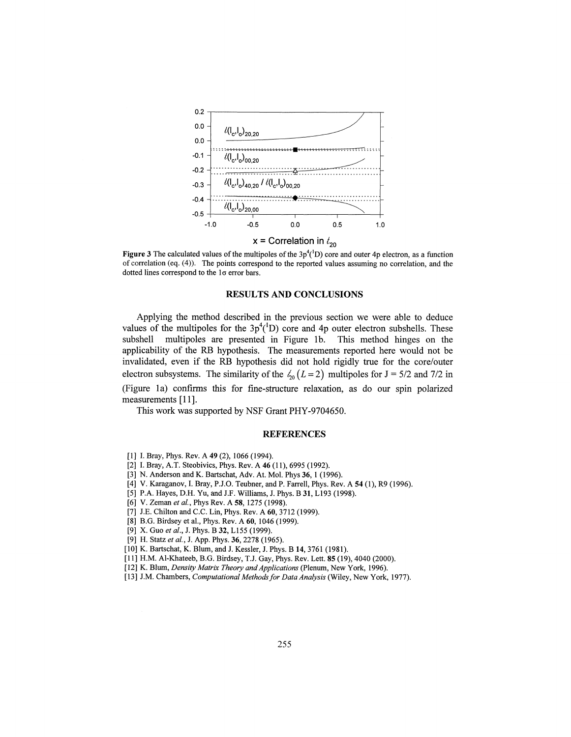0.2
0.0
0.0
-0.1
-0.2
-0.3
-0.4
-0.5

-1.0 -0.5 0.0 0.5 1.0

$t(l_c,l_o)_{20,20}$

$t(l_c,l_o)_{00,20}$

$t(l_c,l_o)_{40,20} / t(l_c,l_o)_{00,20}$

$t(l_c,l_o)_{20,00}$

x = Correlation in $t_{20}$

**Figure 3** The calculated values of the multipoles of the $3p^4(^1D)$ core and outer 4p electron, as a function of correlation (eq. (4)). The points correspond to the reported values assuming no correlation, and the dotted lines correspond to the 1σ error bars.

## RESULTS AND CONCLUSIONS

Applying the method described in the previous section we were able to deduce values of the multipoles for the $3p^4(^1D)$ core and 4p outer electron subshells. These subshell multipoles are presented in Figure 1b. This method hinges on the applicability of the RB hypothesis. The measurements reported here would not be invalidated, even if the RB hypothesis did not hold rigidly true for the core/outer electron subsystems. The similarity of the $t_{20}(L=2)$ multipoles for J = 5/2 and 7/2 in (Figure 1a) confirms this for fine-structure relaxation, as do our spin polarized measurements [11].

This work was supported by NSF Grant PHY-9704650.

## REFERENCES

[1] I. Bray, Phys. Rev. A **49** (2), 1066 (1994).
[2] I. Bray, A.T. Steobivics, Phys. Rev. A **46** (11), 6995 (1992).
[3] N. Anderson and K. Bartschat, Adv. At. Mol. Phys **36**, 1 (1996).
[4] V. Karaganov, I. Bray, P.J.O. Teubner, and P. Farrell, Phys. Rev. A **54** (1), R9 (1996).
[5] P.A. Hayes, D.H. Yu, and J.F. Williams, J. Phys. B **31**, L193 (1998).
[6] V. Zeman *et al.*, Phys Rev. A **58**, 1275 (1998).
[7] J.E. Chilton and C.C. Lin, Phys. Rev. A **60**, 3712 (1999).
[8] B.G. Birdsey et al., Phys. Rev. A **60**, 1046 (1999).
[9] X. Guo *et al.*, J. Phys. B **32**, L155 (1999).
[9] H. Statz *et al.*, J. App. Phys. **36**, 2278 (1965).
[10] K. Bartschat, K. Blum, and J. Kessler, J. Phys. B **14**, 3761 (1981).
[11] H.M. Al-Khateeb, B.G. Birdsey, T.J. Gay, Phys. Rev. Lett. **85** (19), 4040 (2000).
[12] K. Blum, *Density Matrix Theory and Applications* (Plenum, New York, 1996).
[13] J.M. Chambers, *Computational Methods for Data Analysis* (Wiley, New York, 1977).